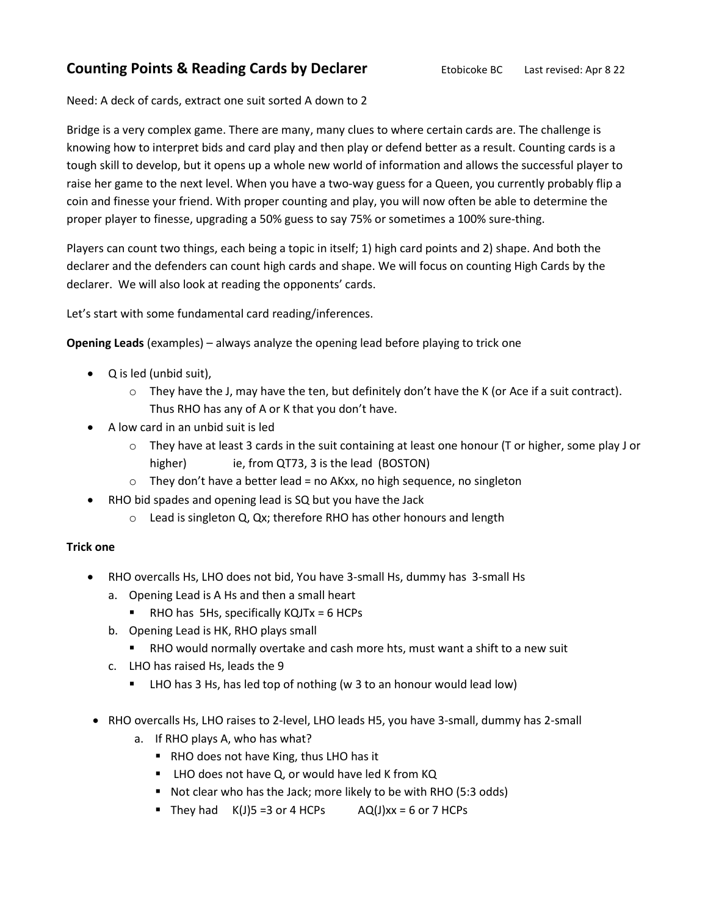# Counting Points & Reading Cards by Declarer

Etobicoke BC    Last revised: Apr 8 22

Need: A deck of cards, extract one suit sorted A down to 2

Bridge is a very complex game. There are many, many clues to where certain cards are. The challenge is knowing how to interpret bids and card play and then play or defend better as a result. Counting cards is a tough skill to develop, but it opens up a whole new world of information and allows the successful player to raise her game to the next level. When you have a two-way guess for a Queen, you currently probably flip a coin and finesse your friend. With proper counting and play, you will now often be able to determine the proper player to finesse, upgrading a 50% guess to say 75% or sometimes a 100% sure-thing.

Players can count two things, each being a topic in itself; 1) high card points and 2) shape. And both the declarer and the defenders can count high cards and shape. We will focus on counting High Cards by the declarer. We will also look at reading the opponents' cards.

Let's start with some fundamental card reading/inferences.

**Opening Leads** (examples) – always analyze the opening lead before playing to trick one

- Q is led (unbid suit),
  - They have the J, may have the ten, but definitely don't have the K (or Ace if a suit contract). Thus RHO has any of A or K that you don't have.
- A low card in an unbid suit is led
  - They have at least 3 cards in the suit containing at least one honour (T or higher, some play J or higher)    ie, from QT73, 3 is the lead (BOSTON)
  - They don't have a better lead = no AKxx, no high sequence, no singleton
- RHO bid spades and opening lead is SQ but you have the Jack
  - Lead is singleton Q, Qx; therefore RHO has other honours and length

**Trick one**

- RHO overcalls Hs, LHO does not bid, You have 3-small Hs, dummy has 3-small Hs
  a. Opening Lead is A Hs and then a small heart
     - RHO has 5Hs, specifically KQJTx = 6 HCPs
  b. Opening Lead is HK, RHO plays small
     - RHO would normally overtake and cash more hts, must want a shift to a new suit
  c. LHO has raised Hs, leads the 9
     - LHO has 3 Hs, has led top of nothing (w 3 to an honour would lead low)

- RHO overcalls Hs, LHO raises to 2-level, LHO leads H5, you have 3-small, dummy has 2-small
  a. If RHO plays A, who has what?
     - RHO does not have King, thus LHO has it
     - LHO does not have Q, or would have led K from KQ
     - Not clear who has the Jack; more likely to be with RHO (5:3 odds)
     - They had    K(J)5 =3 or 4 HCPs    AQ(J)xx = 6 or 7 HCPs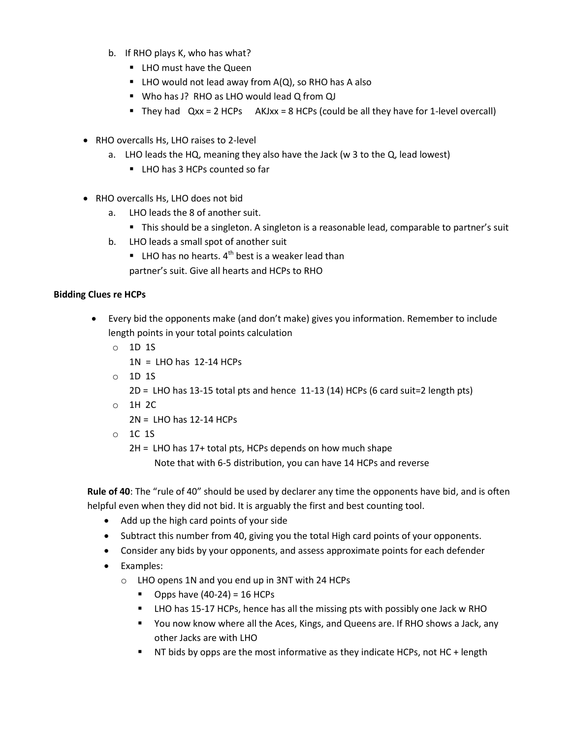b. If RHO plays K, who has what?
   - LHO must have the Queen
   - LHO would not lead away from A(Q), so RHO has A also
   - Who has J? RHO as LHO would lead Q from QJ
   - They had  Qxx = 2 HCPs   AKJxx = 8 HCPs (could be all they have for 1-level overcall)

- RHO overcalls Hs, LHO raises to 2-level
  a. LHO leads the HQ, meaning they also have the Jack (w 3 to the Q, lead lowest)
     - LHO has 3 HCPs counted so far

- RHO overcalls Hs, LHO does not bid
  a. LHO leads the 8 of another suit.
     - This should be a singleton. A singleton is a reasonable lead, comparable to partner's suit
  b. LHO leads a small spot of another suit
     - LHO has no hearts. 4th best is a weaker lead than partner's suit. Give all hearts and HCPs to RHO

**Bidding Clues re HCPs**

- Every bid the opponents make (and don't make) gives you information. Remember to include length points in your total points calculation
  - 1D 1S
    1N = LHO has 12-14 HCPs
  - 1D 1S
    2D = LHO has 13-15 total pts and hence 11-13 (14) HCPs (6 card suit=2 length pts)
  - 1H 2C
    2N = LHO has 12-14 HCPs
  - 1C 1S
    2H = LHO has 17+ total pts, HCPs depends on how much shape
    Note that with 6-5 distribution, you can have 14 HCPs and reverse

**Rule of 40**: The "rule of 40" should be used by declarer any time the opponents have bid, and is often helpful even when they did not bid. It is arguably the first and best counting tool.

- Add up the high card points of your side
- Subtract this number from 40, giving you the total High card points of your opponents.
- Consider any bids by your opponents, and assess approximate points for each defender
- Examples:
  - LHO opens 1N and you end up in 3NT with 24 HCPs
    - Opps have (40-24) = 16 HCPs
    - LHO has 15-17 HCPs, hence has all the missing pts with possibly one Jack w RHO
    - You now know where all the Aces, Kings, and Queens are. If RHO shows a Jack, any other Jacks are with LHO
    - NT bids by opps are the most informative as they indicate HCPs, not HC + length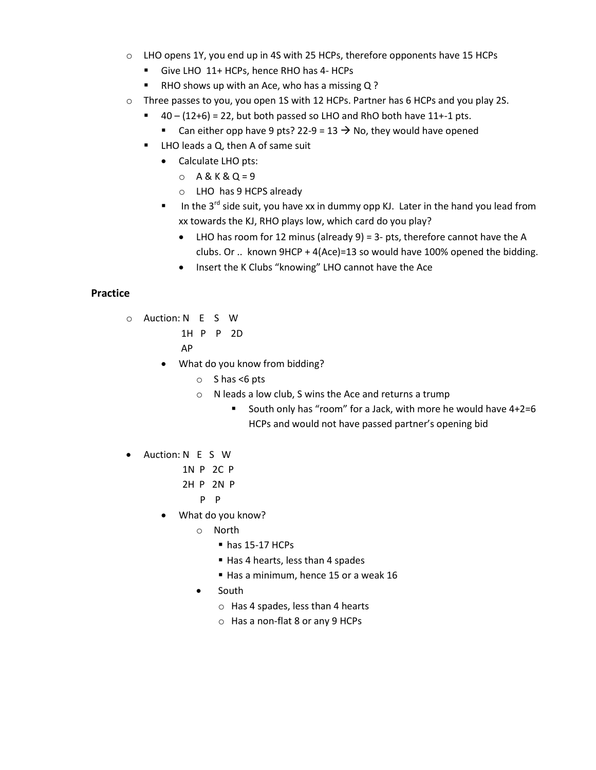- LHO opens 1Y, you end up in 4S with 25 HCPs, therefore opponents have 15 HCPs
  - Give LHO 11+ HCPs, hence RHO has 4- HCPs
  - RHO shows up with an Ace, who has a missing Q ?
- Three passes to you, you open 1S with 12 HCPs. Partner has 6 HCPs and you play 2S.
  - 40 – (12+6) = 22, but both passed so LHO and RhO both have 11+-1 pts.
    - Can either opp have 9 pts? 22-9 = 13 → No, they would have opened
  - LHO leads a Q, then A of same suit
    - Calculate LHO pts:
      - A & K & Q = 9
      - LHO has 9 HCPS already
  - In the 3rd side suit, you have xx in dummy opp KJ. Later in the hand you lead from xx towards the KJ, RHO plays low, which card do you play?
    - LHO has room for 12 minus (already 9) = 3- pts, therefore cannot have the A clubs. Or .. known 9HCP + 4(Ace)=13 so would have 100% opened the bidding.
    - Insert the K Clubs "knowing" LHO cannot have the Ace

## Practice

- Auction:

  ```
  N   E   S   W
  1H  P   P   2D
  AP
  ```

  - What do you know from bidding?
    - S has <6 pts
    - N leads a low club, S wins the Ace and returns a trump
      - South only has "room" for a Jack, with more he would have 4+2=6 HCPs and would not have passed partner's opening bid

- Auction:

  ```
  N   E   S   W
  1N  P   2C  P
  2H  P   2N  P
      P   P
  ```

  - What do you know?
    - North
      - has 15-17 HCPs
      - Has 4 hearts, less than 4 spades
      - Has a minimum, hence 15 or a weak 16
    - South
      - Has 4 spades, less than 4 hearts
      - Has a non-flat 8 or any 9 HCPs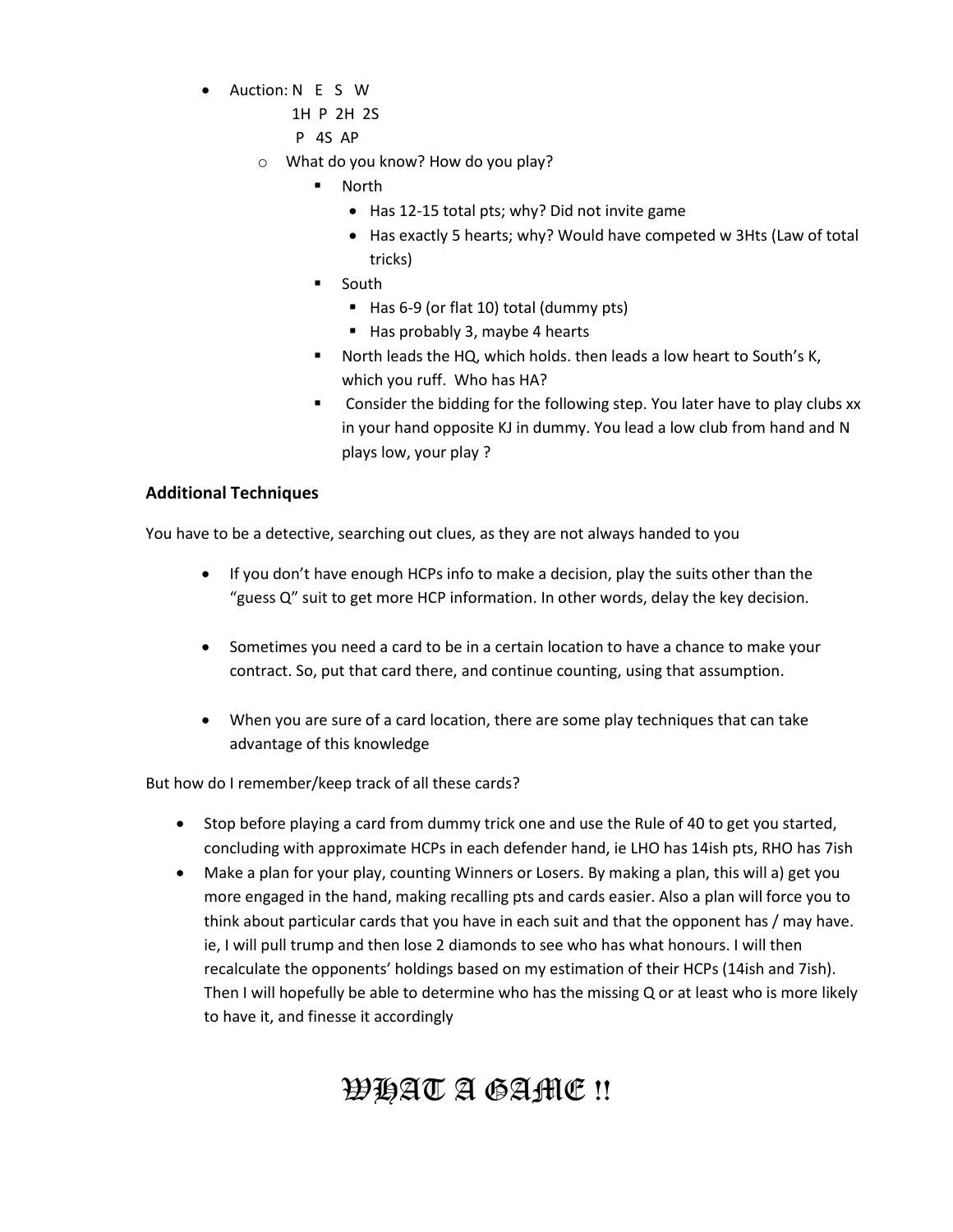- Auction: N E S W

  1H P 2H 2S

  P 4S AP

  - What do you know? How do you play?
    - North
      - Has 12-15 total pts; why? Did not invite game
      - Has exactly 5 hearts; why? Would have competed w 3Hts (Law of total tricks)
    - South
      - Has 6-9 (or flat 10) total (dummy pts)
      - Has probably 3, maybe 4 hearts
    - North leads the HQ, which holds. then leads a low heart to South's K, which you ruff. Who has HA?
    - Consider the bidding for the following step. You later have to play clubs xx in your hand opposite KJ in dummy. You lead a low club from hand and N plays low, your play ?

### Additional Techniques

You have to be a detective, searching out clues, as they are not always handed to you

- If you don't have enough HCPs info to make a decision, play the suits other than the "guess Q" suit to get more HCP information. In other words, delay the key decision.

- Sometimes you need a card to be in a certain location to have a chance to make your contract. So, put that card there, and continue counting, using that assumption.

- When you are sure of a card location, there are some play techniques that can take advantage of this knowledge

But how do I remember/keep track of all these cards?

- Stop before playing a card from dummy trick one and use the Rule of 40 to get you started, concluding with approximate HCPs in each defender hand, ie LHO has 14ish pts, RHO has 7ish
- Make a plan for your play, counting Winners or Losers. By making a plan, this will a) get you more engaged in the hand, making recalling pts and cards easier. Also a plan will force you to think about particular cards that you have in each suit and that the opponent has / may have. ie, I will pull trump and then lose 2 diamonds to see who has what honours. I will then recalculate the opponents' holdings based on my estimation of their HCPs (14ish and 7ish). Then I will hopefully be able to determine who has the missing Q or at least who is more likely to have it, and finesse it accordingly

# WHAT A GAME !!